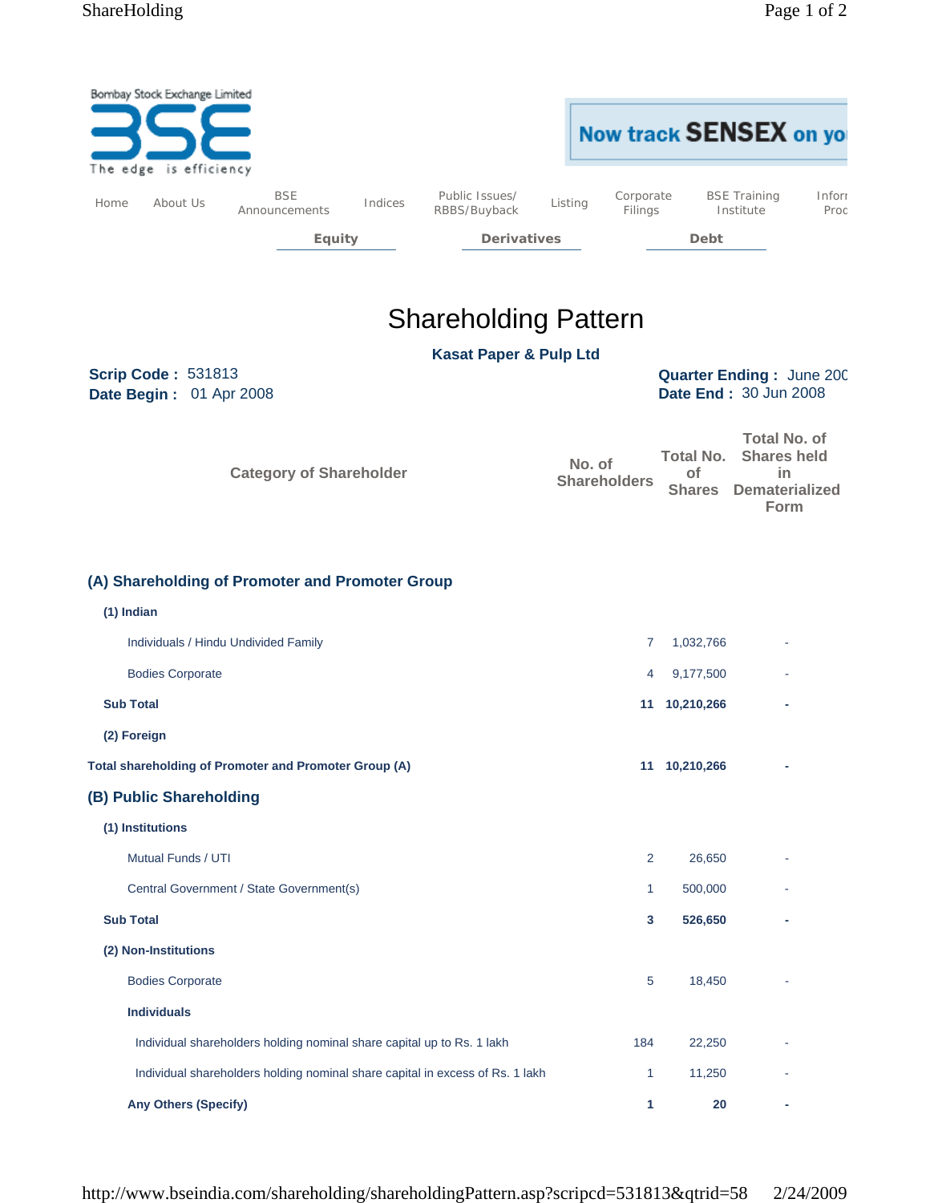Bombay Stock Exchange Limited

BSE

The edge is efficiency

Now track SENSEX on yo

Home | About Us | BSE Announcements | Indices | Public Issues/ RBBS/Buyback | Listing | Corporate Filings | BSE Training Institute | Inforr Proc

Equity | Derivatives | Debt

# Shareholding Pattern

**Kasat Paper & Pulp Ltd**

**Scrip Code :** 531813
**Date Begin :** 01 Apr 2008

**Quarter Ending :** June 200
**Date End :** 30 Jun 2008

| Category of Shareholder | No. of Shareholders | Total No. of Shares | Total No. of Shares held in Dematerialized Form |
|---|---|---|---|
| **(A) Shareholding of Promoter and Promoter Group** | | | |
| **(1) Indian** | | | |
| Individuals / Hindu Undivided Family | 7 | 1,032,766 | - |
| Bodies Corporate | 4 | 9,177,500 | - |
| **Sub Total** | **11** | **10,210,266** | **-** |
| **(2) Foreign** | | | |
| **Total shareholding of Promoter and Promoter Group (A)** | **11** | **10,210,266** | **-** |
| **(B) Public Shareholding** | | | |
| **(1) Institutions** | | | |
| Mutual Funds / UTI | 2 | 26,650 | - |
| Central Government / State Government(s) | 1 | 500,000 | - |
| **Sub Total** | **3** | **526,650** | **-** |
| **(2) Non-Institutions** | | | |
| Bodies Corporate | 5 | 18,450 | - |
| **Individuals** | | | |
| Individual shareholders holding nominal share capital up to Rs. 1 lakh | 184 | 22,250 | - |
| Individual shareholders holding nominal share capital in excess of Rs. 1 lakh | 1 | 11,250 | - |
| **Any Others (Specify)** | **1** | **20** | **-** |

http://www.bseindia.com/shareholding/shareholdingPattern.asp?scripcd=531813&qtrid=58 2/24/2009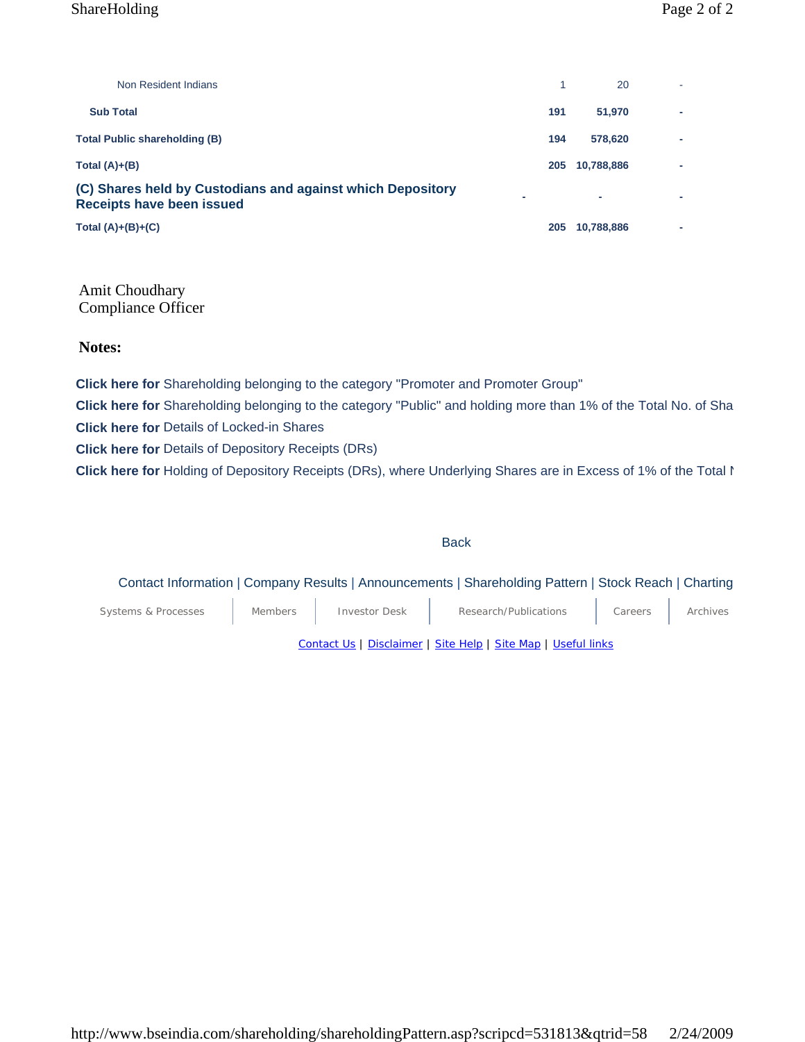| | | | |
|---|---|---|---|
| Non Resident Indians | 1 | 20 | - |
| **Sub Total** | **191** | **51,970** | **-** |
| **Total Public shareholding (B)** | **194** | **578,620** | **-** |
| **Total (A)+(B)** | **205** | **10,788,886** | **-** |
| **(C) Shares held by Custodians and against which Depository Receipts have been issued** | **-** | **-** | **-** |
| **Total (A)+(B)+(C)** | **205** | **10,788,886** | **-** |

Amit Choudhary
Compliance Officer

**Notes:**

**Click here for** Shareholding belonging to the category "Promoter and Promoter Group"

**Click here for** Shareholding belonging to the category "Public" and holding more than 1% of the Total No. of Sha

**Click here for** Details of Locked-in Shares

**Click here for** Details of Depository Receipts (DRs)

**Click here for** Holding of Depository Receipts (DRs), where Underlying Shares are in Excess of 1% of the Total N

Back

Contact Information | Company Results | Announcements | Shareholding Pattern | Stock Reach | Charting

Systems & Processes | Members | Investor Desk | Research/Publications | Careers | Archives

Contact Us | Disclaimer | Site Help | Site Map | Useful links

http://www.bseindia.com/shareholding/shareholdingPattern.asp?scripcd=531813&qtrid=58 2/24/2009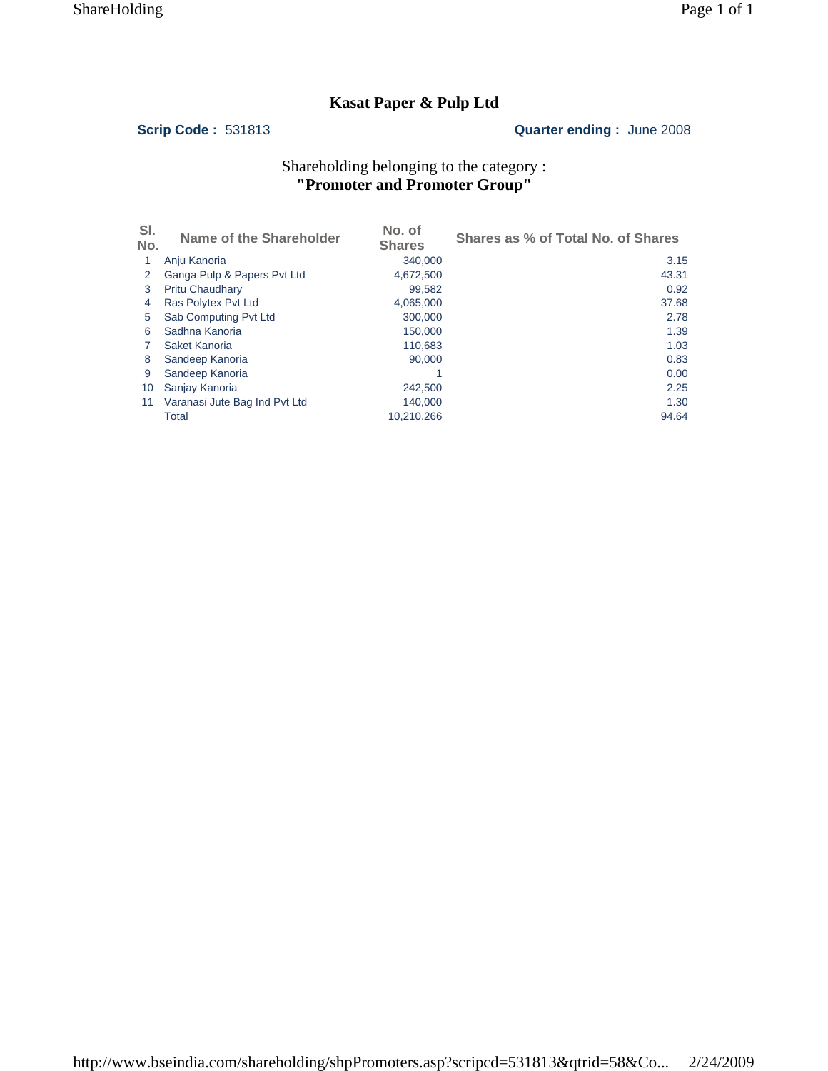# Kasat Paper & Pulp Ltd

**Scrip Code :** 531813 **Quarter ending :** June 2008

Shareholding belonging to the category :
**"Promoter and Promoter Group"**

| Sl. No. | Name of the Shareholder | No. of Shares | Shares as % of Total No. of Shares |
|---|---|---|---|
| 1 | Anju Kanoria | 340,000 | 3.15 |
| 2 | Ganga Pulp & Papers Pvt Ltd | 4,672,500 | 43.31 |
| 3 | Pritu Chaudhary | 99,582 | 0.92 |
| 4 | Ras Polytex Pvt Ltd | 4,065,000 | 37.68 |
| 5 | Sab Computing Pvt Ltd | 300,000 | 2.78 |
| 6 | Sadhna Kanoria | 150,000 | 1.39 |
| 7 | Saket Kanoria | 110,683 | 1.03 |
| 8 | Sandeep Kanoria | 90,000 | 0.83 |
| 9 | Sandeep Kanoria | 1 | 0.00 |
| 10 | Sanjay Kanoria | 242,500 | 2.25 |
| 11 | Varanasi Jute Bag Ind Pvt Ltd | 140,000 | 1.30 |
| | Total | 10,210,266 | 94.64 |